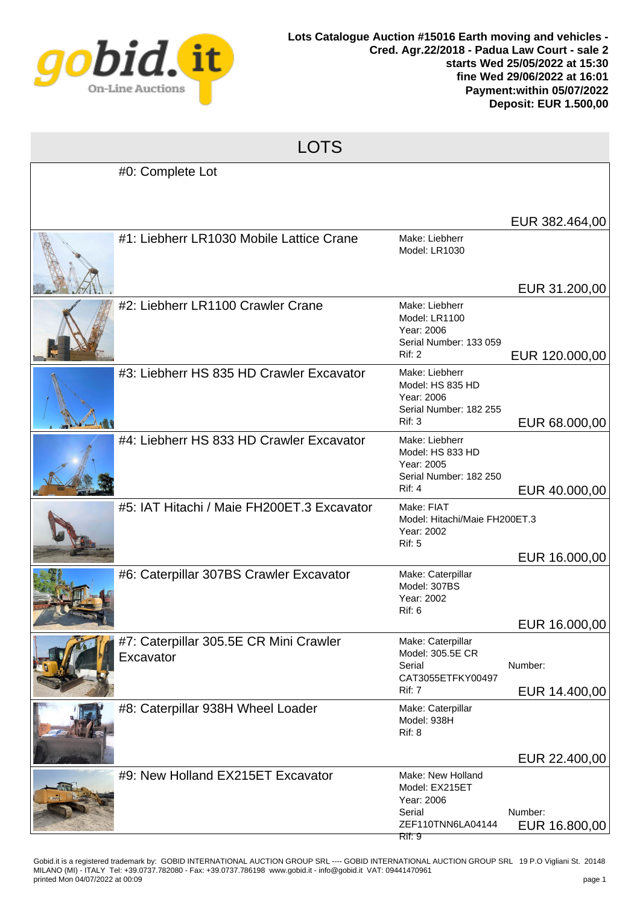**Lots Catalogue Auction #15016 Earth moving and vehicles - Cred. Agr.22/2018 - Padua Law Court - sale 2**
**starts Wed 25/05/2022 at 15:30**
**fine Wed 29/06/2022 at 16:01**
**Payment:within 05/07/2022**
**Deposit: EUR 1.500,00**

# LOTS

| Lot | Details | Price |
|---|---|---|
| #0: Complete Lot | | EUR 382.464,00 |
| #1: Liebherr LR1030 Mobile Lattice Crane | Make: Liebherr<br>Model: LR1030 | EUR 31.200,00 |
| #2: Liebherr LR1100 Crawler Crane | Make: Liebherr<br>Model: LR1100<br>Year: 2006<br>Serial Number: 133 059<br>Rif: 2 | EUR 120.000,00 |
| #3: Liebherr HS 835 HD Crawler Excavator | Make: Liebherr<br>Model: HS 835 HD<br>Year: 2006<br>Serial Number: 182 255<br>Rif: 3 | EUR 68.000,00 |
| #4: Liebherr HS 833 HD Crawler Excavator | Make: Liebherr<br>Model: HS 833 HD<br>Year: 2005<br>Serial Number: 182 250<br>Rif: 4 | EUR 40.000,00 |
| #5: IAT Hitachi / Maie FH200ET.3 Excavator | Make: FIAT<br>Model: Hitachi/Maie FH200ET.3<br>Year: 2002<br>Rif: 5 | EUR 16.000,00 |
| #6: Caterpillar 307BS Crawler Excavator | Make: Caterpillar<br>Model: 307BS<br>Year: 2002<br>Rif: 6 | EUR 16.000,00 |
| #7: Caterpillar 305.5E CR Mini Crawler Excavator | Make: Caterpillar<br>Model: 305.5E CR<br>Serial Number: CAT3055ETFKY00497<br>Rif: 7 | EUR 14.400,00 |
| #8: Caterpillar 938H Wheel Loader | Make: Caterpillar<br>Model: 938H<br>Rif: 8 | EUR 22.400,00 |
| #9: New Holland EX215ET Excavator | Make: New Holland<br>Model: EX215ET<br>Year: 2006<br>Serial Number: ZEF110TNN6LA04144<br>Rif: 9 | EUR 16.800,00 |

Gobid.it is a registered trademark by: GOBID INTERNATIONAL AUCTION GROUP SRL ---- GOBID INTERNATIONAL AUCTION GROUP SRL 19 P.O Vigliani St. 20148 MILANO (MI) - ITALY Tel: +39.0737.782080 - Fax: +39.0737.786198 www.gobid.it - info@gobid.it VAT: 09441470961
printed Mon 04/07/2022 at 00:09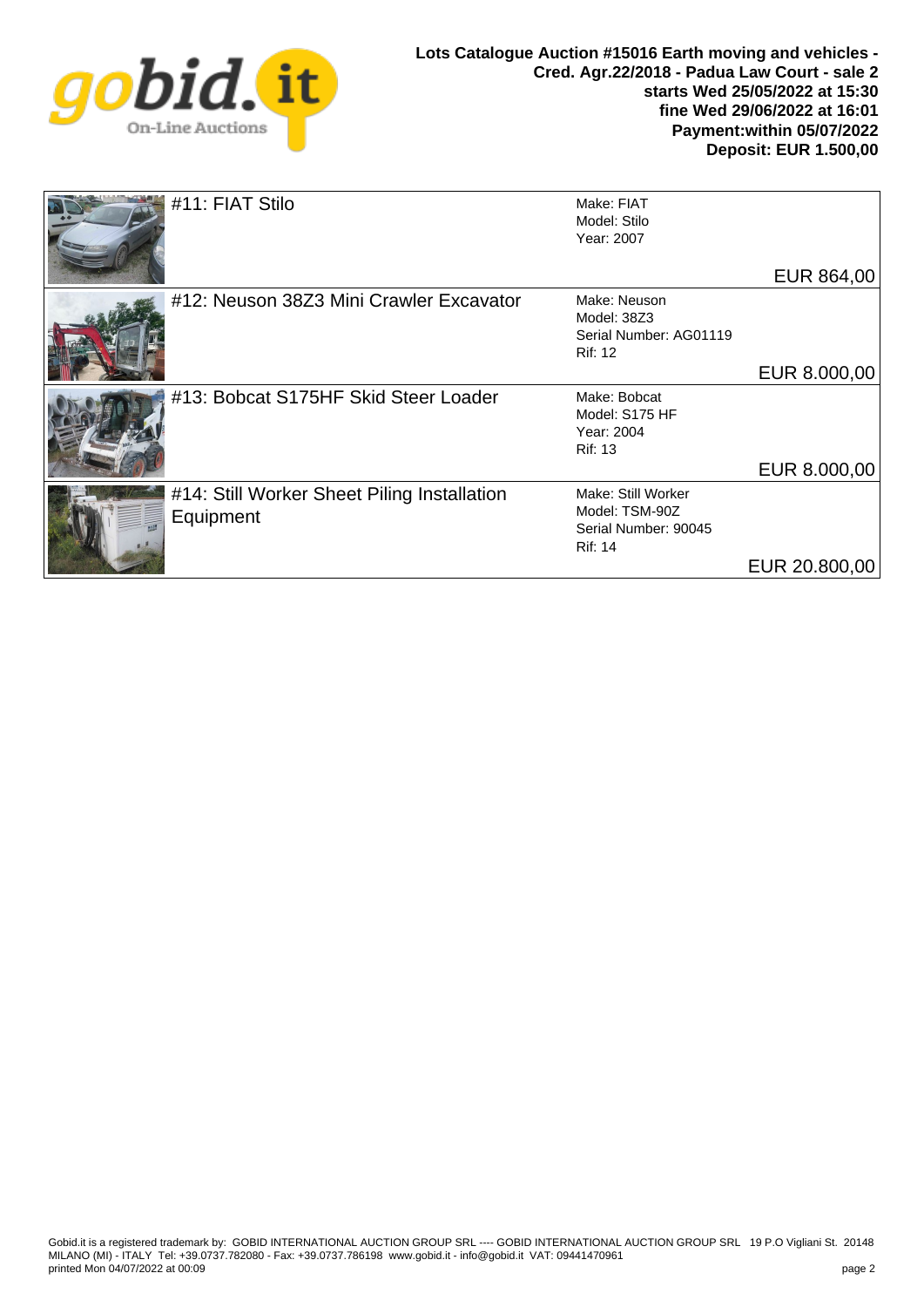**Lots Catalogue Auction #15016 Earth moving and vehicles - Cred. Agr.22/2018 - Padua Law Court - sale 2**
**starts Wed 25/05/2022 at 15:30**
**fine Wed 29/06/2022 at 16:01**
**Payment:within 05/07/2022**
**Deposit: EUR 1.500,00**

| | | |
|---|---|---|
| #11: FIAT Stilo | Make: FIAT<br>Model: Stilo<br>Year: 2007 | EUR 864,00 |
| #12: Neuson 38Z3 Mini Crawler Excavator | Make: Neuson<br>Model: 38Z3<br>Serial Number: AG01119<br>Rif: 12 | EUR 8.000,00 |
| #13: Bobcat S175HF Skid Steer Loader | Make: Bobcat<br>Model: S175 HF<br>Year: 2004<br>Rif: 13 | EUR 8.000,00 |
| #14: Still Worker Sheet Piling Installation Equipment | Make: Still Worker<br>Model: TSM-90Z<br>Serial Number: 90045<br>Rif: 14 | EUR 20.800,00 |

Gobid.it is a registered trademark by: GOBID INTERNATIONAL AUCTION GROUP SRL ---- GOBID INTERNATIONAL AUCTION GROUP SRL 19 P.O Vigliani St. 20148 MILANO (MI) - ITALY Tel: +39.0737.782080 - Fax: +39.0737.786198 www.gobid.it - info@gobid.it VAT: 09441470961
printed Mon 04/07/2022 at 00:09